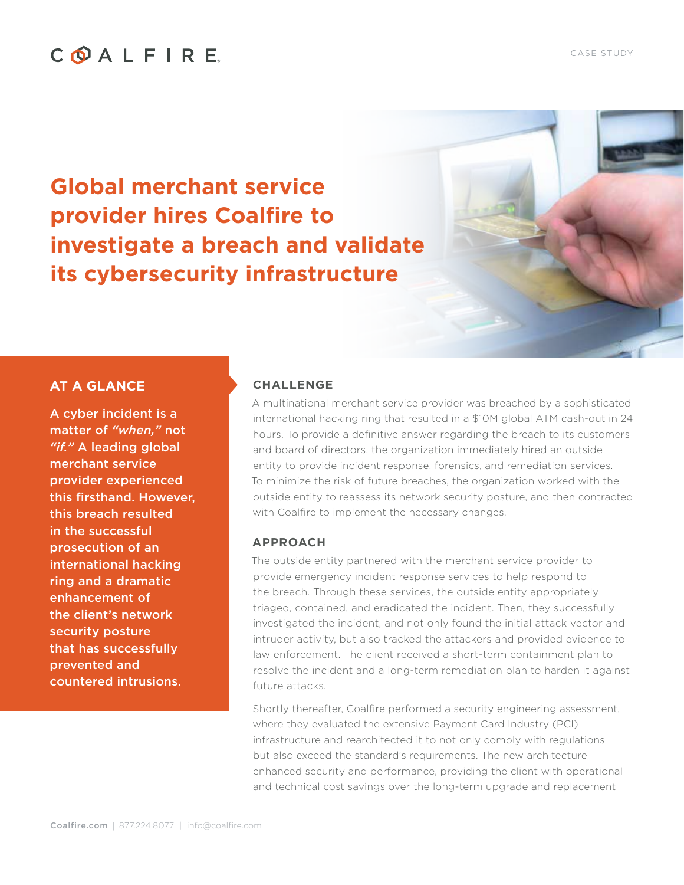CASE STUDY

# Global merchant service provider hires Coalfire to investigate a breach and validate its cybersecurity infrastructure

## AT A GLANCE

**A cyber incident is a matter of *"when,"* not *"if."* A leading global merchant service provider experienced this firsthand. However, this breach resulted in the successful prosecution of an international hacking ring and a dramatic enhancement of the client's network security posture that has successfully prevented and countered intrusions.**

## CHALLENGE

A multinational merchant service provider was breached by a sophisticated international hacking ring that resulted in a $10M global ATM cash-out in 24 hours. To provide a definitive answer regarding the breach to its customers and board of directors, the organization immediately hired an outside entity to provide incident response, forensics, and remediation services. To minimize the risk of future breaches, the organization worked with the outside entity to reassess its network security posture, and then contracted with Coalfire to implement the necessary changes.

## APPROACH

The outside entity partnered with the merchant service provider to provide emergency incident response services to help respond to the breach. Through these services, the outside entity appropriately triaged, contained, and eradicated the incident. Then, they successfully investigated the incident, and not only found the initial attack vector and intruder activity, but also tracked the attackers and provided evidence to law enforcement. The client received a short-term containment plan to resolve the incident and a long-term remediation plan to harden it against future attacks.

Shortly thereafter, Coalfire performed a security engineering assessment, where they evaluated the extensive Payment Card Industry (PCI) infrastructure and rearchitected it to not only comply with regulations but also exceed the standard's requirements. The new architecture enhanced security and performance, providing the client with operational and technical cost savings over the long-term upgrade and replacement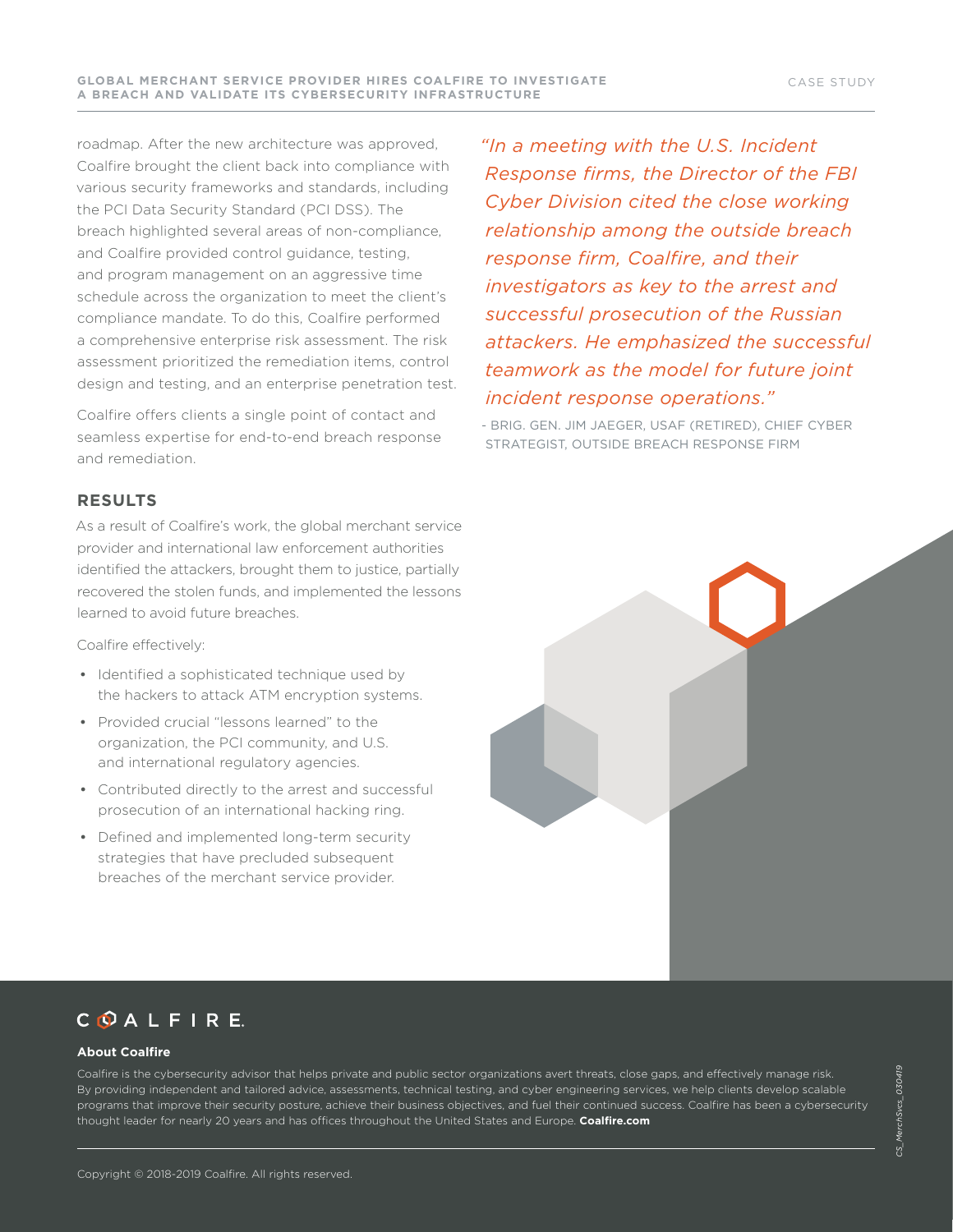roadmap. After the new architecture was approved, Coalfire brought the client back into compliance with various security frameworks and standards, including the PCI Data Security Standard (PCI DSS). The breach highlighted several areas of non-compliance, and Coalfire provided control guidance, testing, and program management on an aggressive time schedule across the organization to meet the client's compliance mandate. To do this, Coalfire performed a comprehensive enterprise risk assessment. The risk assessment prioritized the remediation items, control design and testing, and an enterprise penetration test.

Coalfire offers clients a single point of contact and seamless expertise for end-to-end breach response and remediation.

*"In a meeting with the U.S. Incident Response firms, the Director of the FBI Cyber Division cited the close working relationship among the outside breach response firm, Coalfire, and their investigators as key to the arrest and successful prosecution of the Russian attackers. He emphasized the successful teamwork as the model for future joint incident response operations."*

\- BRIG. GEN. JIM JAEGER, USAF (RETIRED), CHIEF CYBER STRATEGIST, OUTSIDE BREACH RESPONSE FIRM

## RESULTS

As a result of Coalfire's work, the global merchant service provider and international law enforcement authorities identified the attackers, brought them to justice, partially recovered the stolen funds, and implemented the lessons learned to avoid future breaches.

Coalfire effectively:

- Identified a sophisticated technique used by the hackers to attack ATM encryption systems.
- Provided crucial "lessons learned" to the organization, the PCI community, and U.S. and international regulatory agencies.
- Contributed directly to the arrest and successful prosecution of an international hacking ring.
- Defined and implemented long-term security strategies that have precluded subsequent breaches of the merchant service provider.

COALFIRE.

**About Coalfire**

Coalfire is the cybersecurity advisor that helps private and public sector organizations avert threats, close gaps, and effectively manage risk. By providing independent and tailored advice, assessments, technical testing, and cyber engineering services, we help clients develop scalable programs that improve their security posture, achieve their business objectives, and fuel their continued success. Coalfire has been a cybersecurity thought leader for nearly 20 years and has offices throughout the United States and Europe. **Coalfire.com**

Copyright © 2018-2019 Coalfire. All rights reserved.

CS_MerchSvcs_030419